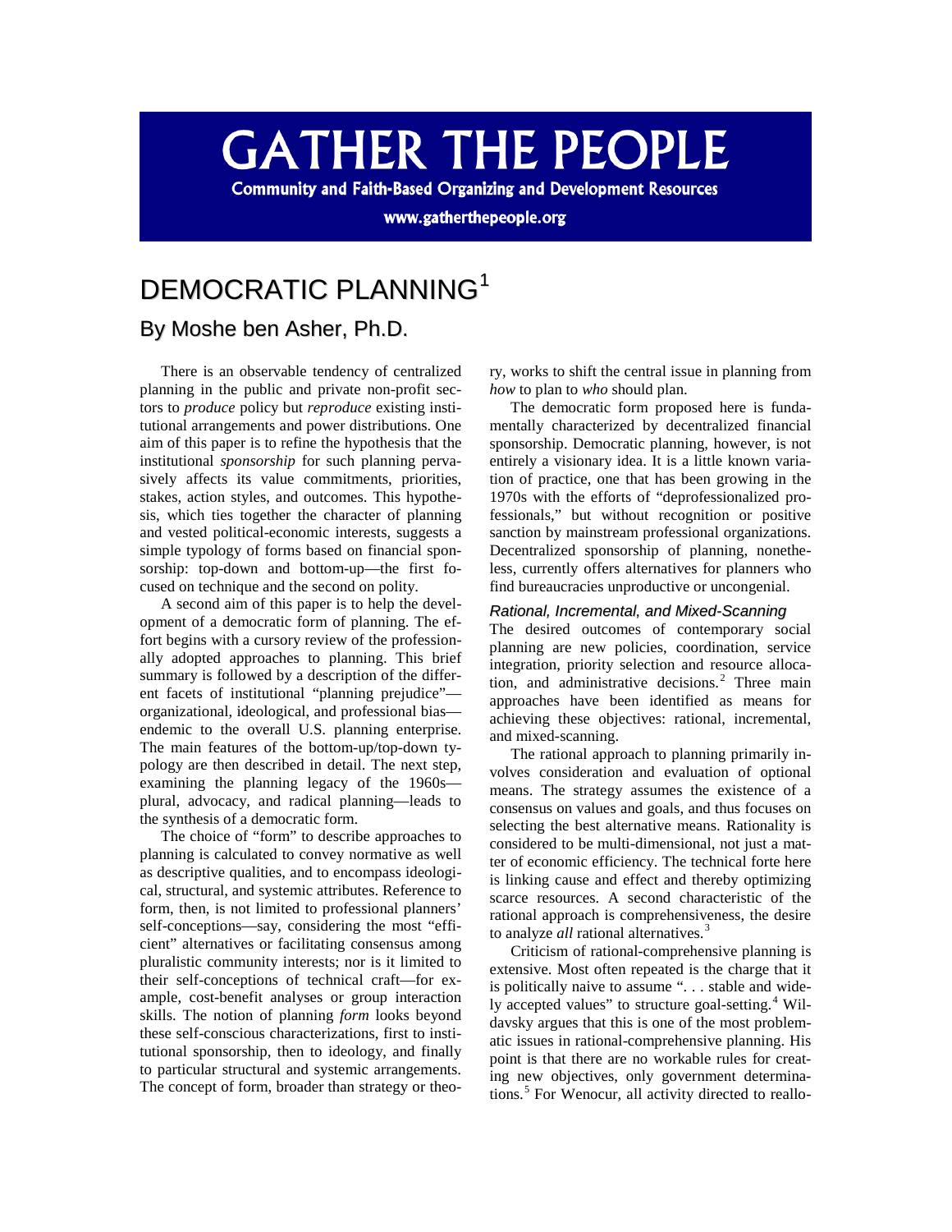# GATHER THE PEOPLE

**Community and Faith-Based Organizing and Development Resources**

**www.gatherthepeople.org**

# DEMOCRATIC PLANNING[1]

## By Moshe ben Asher, Ph.D.

There is an observable tendency of centralized planning in the public and private non-profit sectors to *produce* policy but *reproduce* existing institutional arrangements and power distributions. One aim of this paper is to refine the hypothesis that the institutional *sponsorship* for such planning pervasively affects its value commitments, priorities, stakes, action styles, and outcomes. This hypothesis, which ties together the character of planning and vested political-economic interests, suggests a simple typology of forms based on financial sponsorship: top-down and bottom-up—the first focused on technique and the second on polity.

A second aim of this paper is to help the development of a democratic form of planning. The effort begins with a cursory review of the professionally adopted approaches to planning. This brief summary is followed by a description of the different facets of institutional "planning prejudice"—organizational, ideological, and professional bias—endemic to the overall U.S. planning enterprise. The main features of the bottom-up/top-down typology are then described in detail. The next step, examining the planning legacy of the 1960s—plural, advocacy, and radical planning—leads to the synthesis of a democratic form.

The choice of "form" to describe approaches to planning is calculated to convey normative as well as descriptive qualities, and to encompass ideological, structural, and systemic attributes. Reference to form, then, is not limited to professional planners' self-conceptions—say, considering the most "efficient" alternatives or facilitating consensus among pluralistic community interests; nor is it limited to their self-conceptions of technical craft—for example, cost-benefit analyses or group interaction skills. The notion of planning *form* looks beyond these self-conscious characterizations, first to institutional sponsorship, then to ideology, and finally to particular structural and systemic arrangements. The concept of form, broader than strategy or theory, works to shift the central issue in planning from *how* to plan to *who* should plan.

The democratic form proposed here is fundamentally characterized by decentralized financial sponsorship. Democratic planning, however, is not entirely a visionary idea. It is a little known variation of practice, one that has been growing in the 1970s with the efforts of "deprofessionalized professionals," but without recognition or positive sanction by mainstream professional organizations. Decentralized sponsorship of planning, nonetheless, currently offers alternatives for planners who find bureaucracies unproductive or uncongenial.

### *Rational, Incremental, and Mixed-Scanning*

The desired outcomes of contemporary social planning are new policies, coordination, service integration, priority selection and resource allocation, and administrative decisions.[2] Three main approaches have been identified as means for achieving these objectives: rational, incremental, and mixed-scanning.

The rational approach to planning primarily involves consideration and evaluation of optional means. The strategy assumes the existence of a consensus on values and goals, and thus focuses on selecting the best alternative means. Rationality is considered to be multi-dimensional, not just a matter of economic efficiency. The technical forte here is linking cause and effect and thereby optimizing scarce resources. A second characteristic of the rational approach is comprehensiveness, the desire to analyze *all* rational alternatives.[3]

Criticism of rational-comprehensive planning is extensive. Most often repeated is the charge that it is politically naive to assume ". . . stable and widely accepted values" to structure goal-setting.[4] Wildavsky argues that this is one of the most problematic issues in rational-comprehensive planning. His point is that there are no workable rules for creating new objectives, only government determinations.[5] For Wenocur, all activity directed to reallo-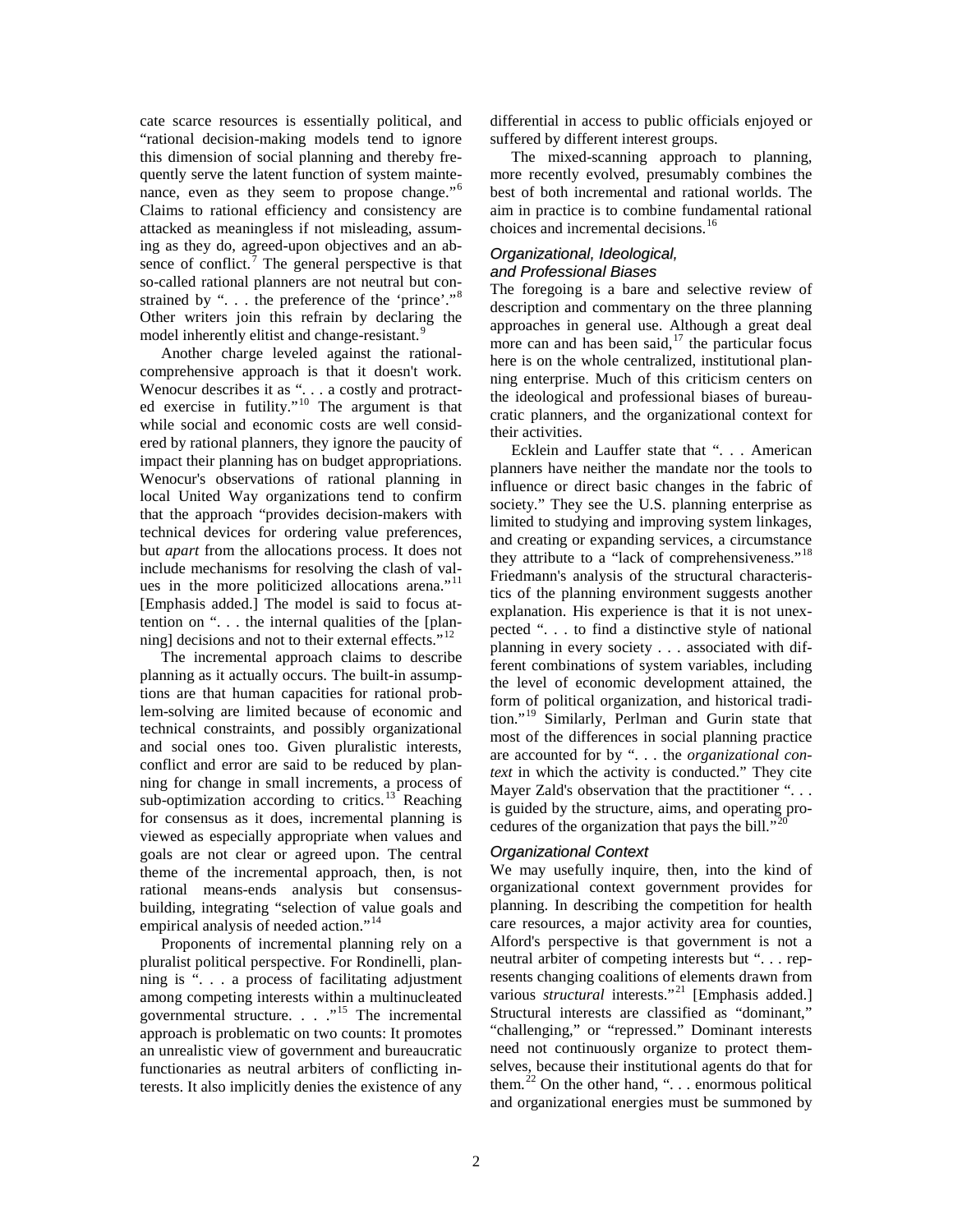cate scarce resources is essentially political, and "rational decision-making models tend to ignore this dimension of social planning and thereby frequently serve the latent function of system maintenance, even as they seem to propose change."[6] Claims to rational efficiency and consistency are attacked as meaningless if not misleading, assuming as they do, agreed-upon objectives and an absence of conflict.[7] The general perspective is that so-called rational planners are not neutral but constrained by ". . . the preference of the 'prince'."[8] Other writers join this refrain by declaring the model inherently elitist and change-resistant.[9]

Another charge leveled against the rational-comprehensive approach is that it doesn't work. Wenocur describes it as ". . . a costly and protracted exercise in futility."[10] The argument is that while social and economic costs are well considered by rational planners, they ignore the paucity of impact their planning has on budget appropriations. Wenocur's observations of rational planning in local United Way organizations tend to confirm that the approach "provides decision-makers with technical devices for ordering value preferences, but *apart* from the allocations process. It does not include mechanisms for resolving the clash of values in the more politicized allocations arena."[11] [Emphasis added.] The model is said to focus attention on ". . . the internal qualities of the [planning] decisions and not to their external effects."[12]

The incremental approach claims to describe planning as it actually occurs. The built-in assumptions are that human capacities for rational problem-solving are limited because of economic and technical constraints, and possibly organizational and social ones too. Given pluralistic interests, conflict and error are said to be reduced by planning for change in small increments, a process of sub-optimization according to critics.[13] Reaching for consensus as it does, incremental planning is viewed as especially appropriate when values and goals are not clear or agreed upon. The central theme of the incremental approach, then, is not rational means-ends analysis but consensus-building, integrating "selection of value goals and empirical analysis of needed action."[14]

Proponents of incremental planning rely on a pluralist political perspective. For Rondinelli, planning is ". . . a process of facilitating adjustment among competing interests within a multinucleated governmental structure. . . ."[15] The incremental approach is problematic on two counts: It promotes an unrealistic view of government and bureaucratic functionaries as neutral arbiters of conflicting interests. It also implicitly denies the existence of any differential in access to public officials enjoyed or suffered by different interest groups.

The mixed-scanning approach to planning, more recently evolved, presumably combines the best of both incremental and rational worlds. The aim in practice is to combine fundamental rational choices and incremental decisions.[16]

### *Organizational, Ideological, and Professional Biases*

The foregoing is a bare and selective review of description and commentary on the three planning approaches in general use. Although a great deal more can and has been said,[17] the particular focus here is on the whole centralized, institutional planning enterprise. Much of this criticism centers on the ideological and professional biases of bureaucratic planners, and the organizational context for their activities.

Ecklein and Lauffer state that ". . . American planners have neither the mandate nor the tools to influence or direct basic changes in the fabric of society." They see the U.S. planning enterprise as limited to studying and improving system linkages, and creating or expanding services, a circumstance they attribute to a "lack of comprehensiveness."[18] Friedmann's analysis of the structural characteristics of the planning environment suggests another explanation. His experience is that it is not unexpected ". . . to find a distinctive style of national planning in every society . . . associated with different combinations of system variables, including the level of economic development attained, the form of political organization, and historical tradition."[19] Similarly, Perlman and Gurin state that most of the differences in social planning practice are accounted for by ". . . the *organizational context* in which the activity is conducted." They cite Mayer Zald's observation that the practitioner ". . . is guided by the structure, aims, and operating procedures of the organization that pays the bill."[20]

### *Organizational Context*

We may usefully inquire, then, into the kind of organizational context government provides for planning. In describing the competition for health care resources, a major activity area for counties, Alford's perspective is that government is not a neutral arbiter of competing interests but ". . . represents changing coalitions of elements drawn from various *structural* interests."[21] [Emphasis added.] Structural interests are classified as "dominant," "challenging," or "repressed." Dominant interests need not continuously organize to protect themselves, because their institutional agents do that for them.[22] On the other hand, ". . . enormous political and organizational energies must be summoned by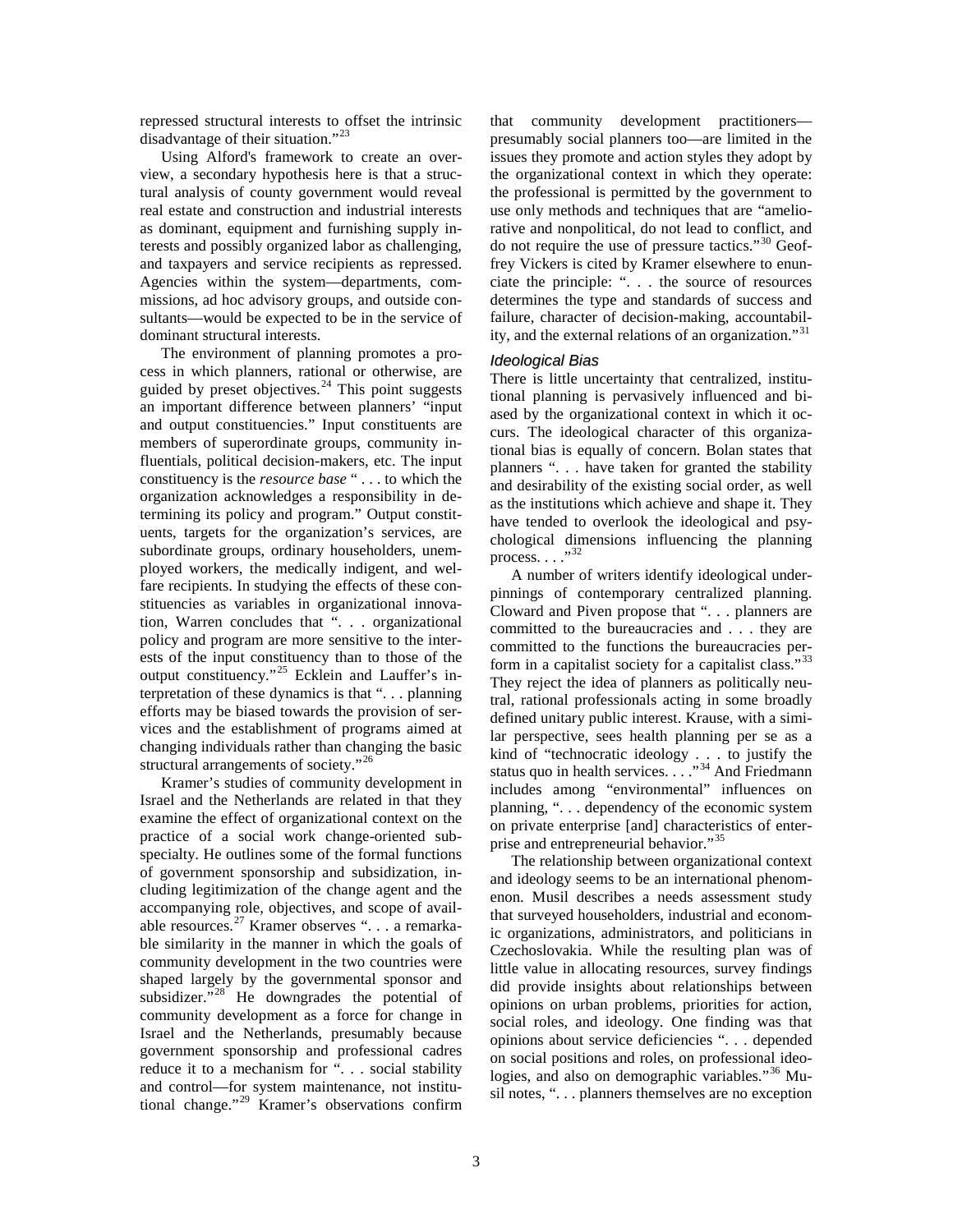repressed structural interests to offset the intrinsic disadvantage of their situation."[23]

Using Alford's framework to create an overview, a secondary hypothesis here is that a structural analysis of county government would reveal real estate and construction and industrial interests as dominant, equipment and furnishing supply interests and possibly organized labor as challenging, and taxpayers and service recipients as repressed. Agencies within the system—departments, commissions, ad hoc advisory groups, and outside consultants—would be expected to be in the service of dominant structural interests.

The environment of planning promotes a process in which planners, rational or otherwise, are guided by preset objectives.[24] This point suggests an important difference between planners' "input and output constituencies." Input constituents are members of superordinate groups, community influentials, political decision-makers, etc. The input constituency is the *resource base* " . . . to which the organization acknowledges a responsibility in determining its policy and program." Output constituents, targets for the organization's services, are subordinate groups, ordinary householders, unemployed workers, the medically indigent, and welfare recipients. In studying the effects of these constituencies as variables in organizational innovation, Warren concludes that ". . . organizational policy and program are more sensitive to the interests of the input constituency than to those of the output constituency."[25] Ecklein and Lauffer's interpretation of these dynamics is that ". . . planning efforts may be biased towards the provision of services and the establishment of programs aimed at changing individuals rather than changing the basic structural arrangements of society."[26]

Kramer's studies of community development in Israel and the Netherlands are related in that they examine the effect of organizational context on the practice of a social work change-oriented subspecialty. He outlines some of the formal functions of government sponsorship and subsidization, including legitimization of the change agent and the accompanying role, objectives, and scope of available resources.[27] Kramer observes ". . . a remarkable similarity in the manner in which the goals of community development in the two countries were shaped largely by the governmental sponsor and subsidizer."[28] He downgrades the potential of community development as a force for change in Israel and the Netherlands, presumably because government sponsorship and professional cadres reduce it to a mechanism for ". . . social stability and control—for system maintenance, not institutional change."[29] Kramer's observations confirm that community development practitioners—presumably social planners too—are limited in the issues they promote and action styles they adopt by the organizational context in which they operate: the professional is permitted by the government to use only methods and techniques that are "ameliorative and nonpolitical, do not lead to conflict, and do not require the use of pressure tactics."[30] Geoffrey Vickers is cited by Kramer elsewhere to enunciate the principle: ". . . the source of resources determines the type and standards of success and failure, character of decision-making, accountability, and the external relations of an organization."[31]

### *Ideological Bias*

There is little uncertainty that centralized, institutional planning is pervasively influenced and biased by the organizational context in which it occurs. The ideological character of this organizational bias is equally of concern. Bolan states that planners ". . . have taken for granted the stability and desirability of the existing social order, as well as the institutions which achieve and shape it. They have tended to overlook the ideological and psychological dimensions influencing the planning process. . . ."[32]

A number of writers identify ideological underpinnings of contemporary centralized planning. Cloward and Piven propose that ". . . planners are committed to the bureaucracies and . . . they are committed to the functions the bureaucracies perform in a capitalist society for a capitalist class."[33] They reject the idea of planners as politically neutral, rational professionals acting in some broadly defined unitary public interest. Krause, with a similar perspective, sees health planning per se as a kind of "technocratic ideology . . . to justify the status quo in health services. . . ."[34] And Friedmann includes among "environmental" influences on planning, ". . . dependency of the economic system on private enterprise [and] characteristics of enterprise and entrepreneurial behavior."[35]

The relationship between organizational context and ideology seems to be an international phenomenon. Musil describes a needs assessment study that surveyed householders, industrial and economic organizations, administrators, and politicians in Czechoslovakia. While the resulting plan was of little value in allocating resources, survey findings did provide insights about relationships between opinions on urban problems, priorities for action, social roles, and ideology. One finding was that opinions about service deficiencies ". . . depended on social positions and roles, on professional ideologies, and also on demographic variables."[36] Musil notes, ". . . planners themselves are no exception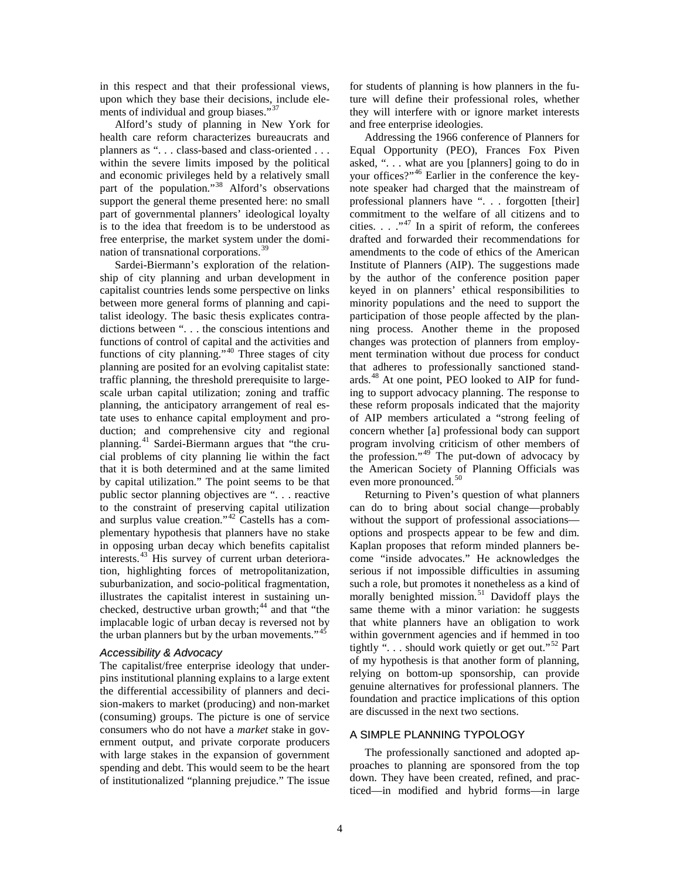in this respect and that their professional views, upon which they base their decisions, include elements of individual and group biases."[37]

Alford's study of planning in New York for health care reform characterizes bureaucrats and planners as ". . . class-based and class-oriented . . . within the severe limits imposed by the political and economic privileges held by a relatively small part of the population."[38] Alford's observations support the general theme presented here: no small part of governmental planners' ideological loyalty is to the idea that freedom is to be understood as free enterprise, the market system under the domination of transnational corporations.[39]

Sardei-Biermann's exploration of the relationship of city planning and urban development in capitalist countries lends some perspective on links between more general forms of planning and capitalist ideology. The basic thesis explicates contradictions between ". . . the conscious intentions and functions of control of capital and the activities and functions of city planning."[40] Three stages of city planning are posited for an evolving capitalist state: traffic planning, the threshold prerequisite to large-scale urban capital utilization; zoning and traffic planning, the anticipatory arrangement of real estate uses to enhance capital employment and production; and comprehensive city and regional planning.[41] Sardei-Biermann argues that "the crucial problems of city planning lie within the fact that it is both determined and at the same limited by capital utilization." The point seems to be that public sector planning objectives are ". . . reactive to the constraint of preserving capital utilization and surplus value creation."[42] Castells has a complementary hypothesis that planners have no stake in opposing urban decay which benefits capitalist interests.[43] His survey of current urban deterioration, highlighting forces of metropolitanization, suburbanization, and socio-political fragmentation, illustrates the capitalist interest in sustaining unchecked, destructive urban growth;[44] and that "the implacable logic of urban decay is reversed not by the urban planners but by the urban movements."[45]

### *Accessibility & Advocacy*

The capitalist/free enterprise ideology that underpins institutional planning explains to a large extent the differential accessibility of planners and decision-makers to market (producing) and non-market (consuming) groups. The picture is one of service consumers who do not have a *market* stake in government output, and private corporate producers with large stakes in the expansion of government spending and debt. This would seem to be the heart of institutionalized "planning prejudice." The issue for students of planning is how planners in the future will define their professional roles, whether they will interfere with or ignore market interests and free enterprise ideologies.

Addressing the 1966 conference of Planners for Equal Opportunity (PEO), Frances Fox Piven asked, ". . . what are you [planners] going to do in your offices?"[46] Earlier in the conference the keynote speaker had charged that the mainstream of professional planners have ". . . forgotten [their] commitment to the welfare of all citizens and to cities. . . ."[47] In a spirit of reform, the conferees drafted and forwarded their recommendations for amendments to the code of ethics of the American Institute of Planners (AIP). The suggestions made by the author of the conference position paper keyed in on planners' ethical responsibilities to minority populations and the need to support the participation of those people affected by the planning process. Another theme in the proposed changes was protection of planners from employment termination without due process for conduct that adheres to professionally sanctioned standards.[48] At one point, PEO looked to AIP for funding to support advocacy planning. The response to these reform proposals indicated that the majority of AIP members articulated a "strong feeling of concern whether [a] professional body can support program involving criticism of other members of the profession."[49] The put-down of advocacy by the American Society of Planning Officials was even more pronounced.[50]

Returning to Piven's question of what planners can do to bring about social change—probably without the support of professional associations—options and prospects appear to be few and dim. Kaplan proposes that reform minded planners become "inside advocates." He acknowledges the serious if not impossible difficulties in assuming such a role, but promotes it nonetheless as a kind of morally benighted mission.[51] Davidoff plays the same theme with a minor variation: he suggests that white planners have an obligation to work within government agencies and if hemmed in too tightly ". . . should work quietly or get out."[52] Part of my hypothesis is that another form of planning, relying on bottom-up sponsorship, can provide genuine alternatives for professional planners. The foundation and practice implications of this option are discussed in the next two sections.

## A SIMPLE PLANNING TYPOLOGY

The professionally sanctioned and adopted approaches to planning are sponsored from the top down. They have been created, refined, and practiced—in modified and hybrid forms—in large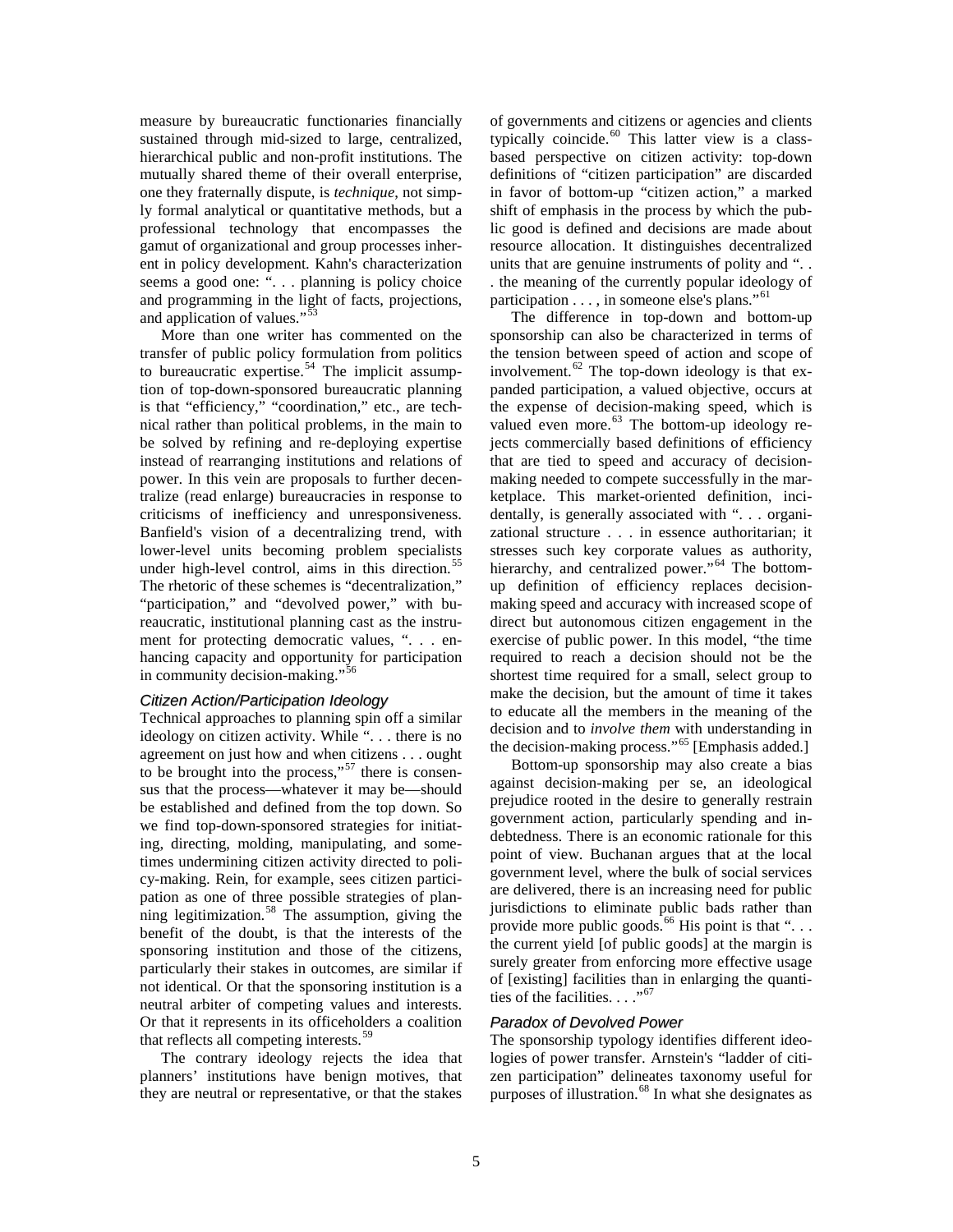measure by bureaucratic functionaries financially sustained through mid-sized to large, centralized, hierarchical public and non-profit institutions. The mutually shared theme of their overall enterprise, one they fraternally dispute, is *technique*, not simply formal analytical or quantitative methods, but a professional technology that encompasses the gamut of organizational and group processes inherent in policy development. Kahn's characterization seems a good one: ". . . planning is policy choice and programming in the light of facts, projections, and application of values."[53]

More than one writer has commented on the transfer of public policy formulation from politics to bureaucratic expertise.[54] The implicit assumption of top-down-sponsored bureaucratic planning is that "efficiency," "coordination," etc., are technical rather than political problems, in the main to be solved by refining and re-deploying expertise instead of rearranging institutions and relations of power. In this vein are proposals to further decentralize (read enlarge) bureaucracies in response to criticisms of inefficiency and unresponsiveness. Banfield's vision of a decentralizing trend, with lower-level units becoming problem specialists under high-level control, aims in this direction.[55] The rhetoric of these schemes is "decentralization," "participation," and "devolved power," with bureaucratic, institutional planning cast as the instrument for protecting democratic values, ". . . enhancing capacity and opportunity for participation in community decision-making."[56]

### *Citizen Action/Participation Ideology*

Technical approaches to planning spin off a similar ideology on citizen activity. While ". . . there is no agreement on just how and when citizens . . . ought to be brought into the process,"[57] there is consensus that the process—whatever it may be—should be established and defined from the top down. So we find top-down-sponsored strategies for initiating, directing, molding, manipulating, and sometimes undermining citizen activity directed to policy-making. Rein, for example, sees citizen participation as one of three possible strategies of planning legitimization.[58] The assumption, giving the benefit of the doubt, is that the interests of the sponsoring institution and those of the citizens, particularly their stakes in outcomes, are similar if not identical. Or that the sponsoring institution is a neutral arbiter of competing values and interests. Or that it represents in its officeholders a coalition that reflects all competing interests.[59]

The contrary ideology rejects the idea that planners' institutions have benign motives, that they are neutral or representative, or that the stakes of governments and citizens or agencies and clients typically coincide.[60] This latter view is a class-based perspective on citizen activity: top-down definitions of "citizen participation" are discarded in favor of bottom-up "citizen action," a marked shift of emphasis in the process by which the public good is defined and decisions are made about resource allocation. It distinguishes decentralized units that are genuine instruments of polity and ". . . the meaning of the currently popular ideology of participation . . . , in someone else's plans."[61]

The difference in top-down and bottom-up sponsorship can also be characterized in terms of the tension between speed of action and scope of involvement.[62] The top-down ideology is that expanded participation, a valued objective, occurs at the expense of decision-making speed, which is valued even more.[63] The bottom-up ideology rejects commercially based definitions of efficiency that are tied to speed and accuracy of decision-making needed to compete successfully in the marketplace. This market-oriented definition, incidentally, is generally associated with ". . . organizational structure . . . in essence authoritarian; it stresses such key corporate values as authority, hierarchy, and centralized power."[64] The bottom-up definition of efficiency replaces decision-making speed and accuracy with increased scope of direct but autonomous citizen engagement in the exercise of public power. In this model, "the time required to reach a decision should not be the shortest time required for a small, select group to make the decision, but the amount of time it takes to educate all the members in the meaning of the decision and to *involve them* with understanding in the decision-making process."[65] [Emphasis added.]

Bottom-up sponsorship may also create a bias against decision-making per se, an ideological prejudice rooted in the desire to generally restrain government action, particularly spending and indebtedness. There is an economic rationale for this point of view. Buchanan argues that at the local government level, where the bulk of social services are delivered, there is an increasing need for public jurisdictions to eliminate public bads rather than provide more public goods.[66] His point is that ". . . the current yield [of public goods] at the margin is surely greater from enforcing more effective usage of [existing] facilities than in enlarging the quantities of the facilities. . . ."[67]

### *Paradox of Devolved Power*

The sponsorship typology identifies different ideologies of power transfer. Arnstein's "ladder of citizen participation" delineates taxonomy useful for purposes of illustration.[68] In what she designates as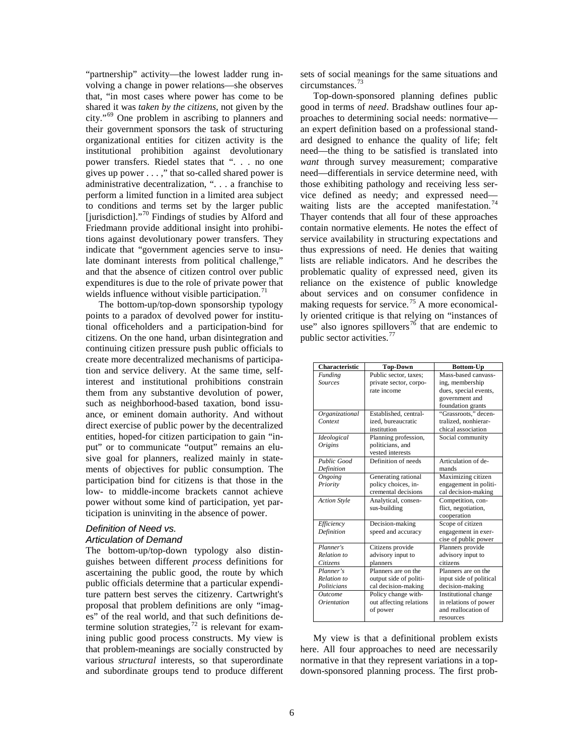"partnership" activity—the lowest ladder rung involving a change in power relations—she observes that, "in most cases where power has come to be shared it was *taken by the citizens*, not given by the city."[69] One problem in ascribing to planners and their government sponsors the task of structuring organizational entities for citizen activity is the institutional prohibition against devolutionary power transfers. Riedel states that ". . . no one gives up power . . . ," that so-called shared power is administrative decentralization, ". . . a franchise to perform a limited function in a limited area subject to conditions and terms set by the larger public [jurisdiction]."[70] Findings of studies by Alford and Friedmann provide additional insight into prohibitions against devolutionary power transfers. They indicate that "government agencies serve to insulate dominant interests from political challenge," and that the absence of citizen control over public expenditures is due to the role of private power that wields influence without visible participation.[71]

The bottom-up/top-down sponsorship typology points to a paradox of devolved power for institutional officeholders and a participation-bind for citizens. On the one hand, urban disintegration and continuing citizen pressure push public officials to create more decentralized mechanisms of participation and service delivery. At the same time, self-interest and institutional prohibitions constrain them from any substantive devolution of power, such as neighborhood-based taxation, bond issuance, or eminent domain authority. And without direct exercise of public power by the decentralized entities, hoped-for citizen participation to gain "input" or to communicate "output" remains an elusive goal for planners, realized mainly in statements of objectives for public consumption. The participation bind for citizens is that those in the low- to middle-income brackets cannot achieve power without some kind of participation, yet participation is uninviting in the absence of power.

### *Definition of Need vs. Articulation of Demand*

The bottom-up/top-down typology also distinguishes between different *process* definitions for ascertaining the public good, the route by which public officials determine that a particular expenditure pattern best serves the citizenry. Cartwright's proposal that problem definitions are only "images" of the real world, and that such definitions determine solution strategies,[72] is relevant for examining public good process constructs. My view is that problem-meanings are socially constructed by various *structural* interests, so that superordinate and subordinate groups tend to produce different sets of social meanings for the same situations and circumstances.[73]

Top-down-sponsored planning defines public good in terms of *need*. Bradshaw outlines four approaches to determining social needs: normative—an expert definition based on a professional standard designed to enhance the quality of life; felt need—the thing to be satisfied is translated into *want* through survey measurement; comparative need—differentials in service determine need, with those exhibiting pathology and receiving less service defined as needy; and expressed need—waiting lists are the accepted manifestation.[74] Thayer contends that all four of these approaches contain normative elements. He notes the effect of service availability in structuring expectations and thus expressions of need. He denies that waiting lists are reliable indicators. And he describes the problematic quality of expressed need, given its reliance on the existence of public knowledge about services and on consumer confidence in making requests for service.[75] A more economically oriented critique is that relying on "instances of use" also ignores spillovers[76] that are endemic to public sector activities.[77]

| Characteristic | Top-Down | Bottom-Up |
|---|---|---|
| *Funding Sources* | Public sector, taxes; private sector, corporate income | Mass-based canvassing, membership dues, special events, government and foundation grants |
| *Organizational Context* | Established, centralized, bureaucratic institution | "Grassroots," decentralized, nonhierarchical association |
| *Ideological Origins* | Planning profession, politicians, and vested interests | Social community |
| *Public Good Definition* | Definition of needs | Articulation of demands |
| *Ongoing Priority* | Generating rational policy choices, incremental decisions | Maximizing citizen engagement in political decision-making |
| *Action Style* | Analytical, consensus-building | Competition, conflict, negotiation, cooperation |
| *Efficiency Definition* | Decision-making speed and accuracy | Scope of citizen engagement in exercise of public power |
| *Planner's Relation to Citizens* | Citizens provide advisory input to planners | Planners provide advisory input to citizens |
| *Planner's Relation to Politicians* | Planners are on the output side of political decision-making | Planners are on the input side of political decision-making |
| *Outcome Orientation* | Policy change without affecting relations of power | Institutional change in relations of power and reallocation of resources |

My view is that a definitional problem exists here. All four approaches to need are necessarily normative in that they represent variations in a top-down-sponsored planning process. The first prob-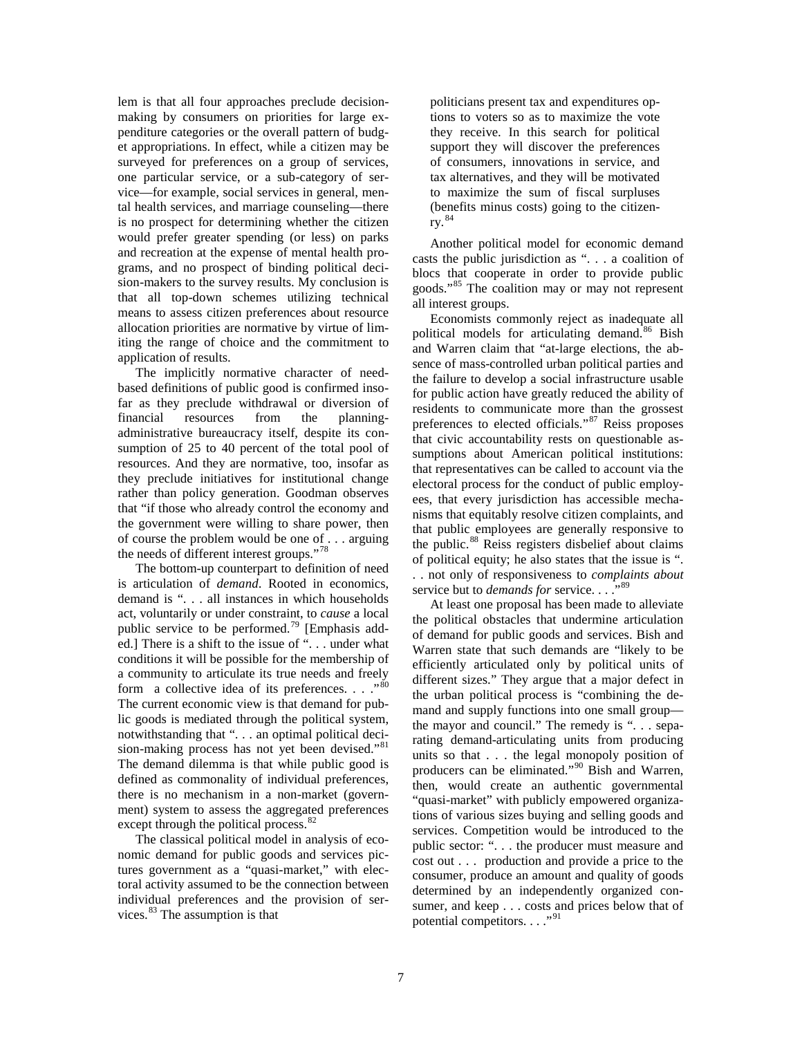lem is that all four approaches preclude decision-making by consumers on priorities for large expenditure categories or the overall pattern of budget appropriations. In effect, while a citizen may be surveyed for preferences on a group of services, one particular service, or a sub-category of service—for example, social services in general, mental health services, and marriage counseling—there is no prospect for determining whether the citizen would prefer greater spending (or less) on parks and recreation at the expense of mental health programs, and no prospect of binding political decision-makers to the survey results. My conclusion is that all top-down schemes utilizing technical means to assess citizen preferences about resource allocation priorities are normative by virtue of limiting the range of choice and the commitment to application of results.

The implicitly normative character of need-based definitions of public good is confirmed insofar as they preclude withdrawal or diversion of financial resources from the planning-administrative bureaucracy itself, despite its consumption of 25 to 40 percent of the total pool of resources. And they are normative, too, insofar as they preclude initiatives for institutional change rather than policy generation. Goodman observes that "if those who already control the economy and the government were willing to share power, then of course the problem would be one of . . . arguing the needs of different interest groups."[78]

The bottom-up counterpart to definition of need is articulation of *demand*. Rooted in economics, demand is ". . . all instances in which households act, voluntarily or under constraint, to *cause* a local public service to be performed.[79] [Emphasis added.] There is a shift to the issue of ". . . under what conditions it will be possible for the membership of a community to articulate its true needs and freely form a collective idea of its preferences. . . ."[80] The current economic view is that demand for public goods is mediated through the political system, notwithstanding that ". . . an optimal political decision-making process has not yet been devised."[81] The demand dilemma is that while public good is defined as commonality of individual preferences, there is no mechanism in a non-market (government) system to assess the aggregated preferences except through the political process.[82]

The classical political model in analysis of economic demand for public goods and services pictures government as a "quasi-market," with electoral activity assumed to be the connection between individual preferences and the provision of services.[83] The assumption is that

> politicians present tax and expenditures options to voters so as to maximize the vote they receive. In this search for political support they will discover the preferences of consumers, innovations in service, and tax alternatives, and they will be motivated to maximize the sum of fiscal surpluses (benefits minus costs) going to the citizenry.[84]

Another political model for economic demand casts the public jurisdiction as ". . . a coalition of blocs that cooperate in order to provide public goods."[85] The coalition may or may not represent all interest groups.

Economists commonly reject as inadequate all political models for articulating demand.[86] Bish and Warren claim that "at-large elections, the absence of mass-controlled urban political parties and the failure to develop a social infrastructure usable for public action have greatly reduced the ability of residents to communicate more than the grossest preferences to elected officials."[87] Reiss proposes that civic accountability rests on questionable assumptions about American political institutions: that representatives can be called to account via the electoral process for the conduct of public employees, that every jurisdiction has accessible mechanisms that equitably resolve citizen complaints, and that public employees are generally responsive to the public.[88] Reiss registers disbelief about claims of political equity; he also states that the issue is ". . . not only of responsiveness to *complaints about* service but to *demands for* service. . . ."[89]

At least one proposal has been made to alleviate the political obstacles that undermine articulation of demand for public goods and services. Bish and Warren state that such demands are "likely to be efficiently articulated only by political units of different sizes." They argue that a major defect in the urban political process is "combining the demand and supply functions into one small group—the mayor and council." The remedy is ". . . separating demand-articulating units from producing units so that . . . the legal monopoly position of producers can be eliminated."[90] Bish and Warren, then, would create an authentic governmental "quasi-market" with publicly empowered organizations of various sizes buying and selling goods and services. Competition would be introduced to the public sector: ". . . the producer must measure and cost out . . . production and provide a price to the consumer, produce an amount and quality of goods determined by an independently organized consumer, and keep . . . costs and prices below that of potential competitors. . . ."[91]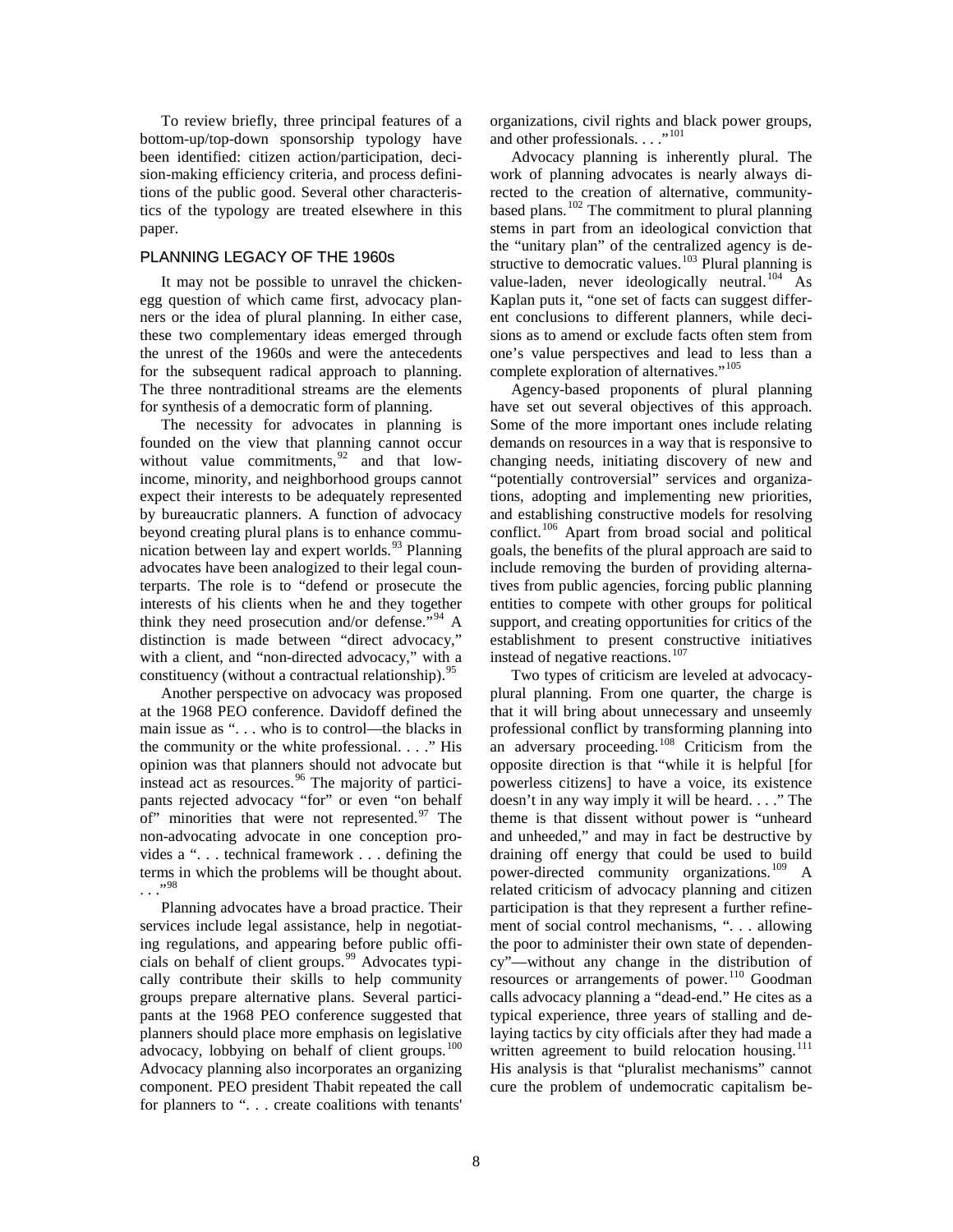To review briefly, three principal features of a bottom-up/top-down sponsorship typology have been identified: citizen action/participation, decision-making efficiency criteria, and process definitions of the public good. Several other characteristics of the typology are treated elsewhere in this paper.

## PLANNING LEGACY OF THE 1960s

It may not be possible to unravel the chicken-egg question of which came first, advocacy planners or the idea of plural planning. In either case, these two complementary ideas emerged through the unrest of the 1960s and were the antecedents for the subsequent radical approach to planning. The three nontraditional streams are the elements for synthesis of a democratic form of planning.

The necessity for advocates in planning is founded on the view that planning cannot occur without value commitments,[92] and that low-income, minority, and neighborhood groups cannot expect their interests to be adequately represented by bureaucratic planners. A function of advocacy beyond creating plural plans is to enhance communication between lay and expert worlds.[93] Planning advocates have been analogized to their legal counterparts. The role is to "defend or prosecute the interests of his clients when he and they together think they need prosecution and/or defense."[94] A distinction is made between "direct advocacy," with a client, and "non-directed advocacy," with a constituency (without a contractual relationship).[95]

Another perspective on advocacy was proposed at the 1968 PEO conference. Davidoff defined the main issue as ". . . who is to control—the blacks in the community or the white professional. . . ." His opinion was that planners should not advocate but instead act as resources.[96] The majority of participants rejected advocacy "for" or even "on behalf of" minorities that were not represented.[97] The non-advocating advocate in one conception provides a ". . . technical framework . . . defining the terms in which the problems will be thought about. . . ."[98]

Planning advocates have a broad practice. Their services include legal assistance, help in negotiating regulations, and appearing before public officials on behalf of client groups.[99] Advocates typically contribute their skills to help community groups prepare alternative plans. Several participants at the 1968 PEO conference suggested that planners should place more emphasis on legislative advocacy, lobbying on behalf of client groups.[100] Advocacy planning also incorporates an organizing component. PEO president Thabit repeated the call for planners to ". . . create coalitions with tenants' organizations, civil rights and black power groups, and other professionals. . . ."[101]

Advocacy planning is inherently plural. The work of planning advocates is nearly always directed to the creation of alternative, community-based plans.[102] The commitment to plural planning stems in part from an ideological conviction that the "unitary plan" of the centralized agency is destructive to democratic values.[103] Plural planning is value-laden, never ideologically neutral.[104] As Kaplan puts it, "one set of facts can suggest different conclusions to different planners, while decisions as to amend or exclude facts often stem from one's value perspectives and lead to less than a complete exploration of alternatives."[105]

Agency-based proponents of plural planning have set out several objectives of this approach. Some of the more important ones include relating demands on resources in a way that is responsive to changing needs, initiating discovery of new and "potentially controversial" services and organizations, adopting and implementing new priorities, and establishing constructive models for resolving conflict.[106] Apart from broad social and political goals, the benefits of the plural approach are said to include removing the burden of providing alternatives from public agencies, forcing public planning entities to compete with other groups for political support, and creating opportunities for critics of the establishment to present constructive initiatives instead of negative reactions.[107]

Two types of criticism are leveled at advocacy-plural planning. From one quarter, the charge is that it will bring about unnecessary and unseemly professional conflict by transforming planning into an adversary proceeding.[108] Criticism from the opposite direction is that "while it is helpful [for powerless citizens] to have a voice, its existence doesn't in any way imply it will be heard. . . ." The theme is that dissent without power is "unheard and unheeded," and may in fact be destructive by draining off energy that could be used to build power-directed community organizations.[109] A related criticism of advocacy planning and citizen participation is that they represent a further refinement of social control mechanisms, ". . . allowing the poor to administer their own state of dependency"—without any change in the distribution of resources or arrangements of power.[110] Goodman calls advocacy planning a "dead-end." He cites as a typical experience, three years of stalling and delaying tactics by city officials after they had made a written agreement to build relocation housing.[111] His analysis is that "pluralist mechanisms" cannot cure the problem of undemocratic capitalism be-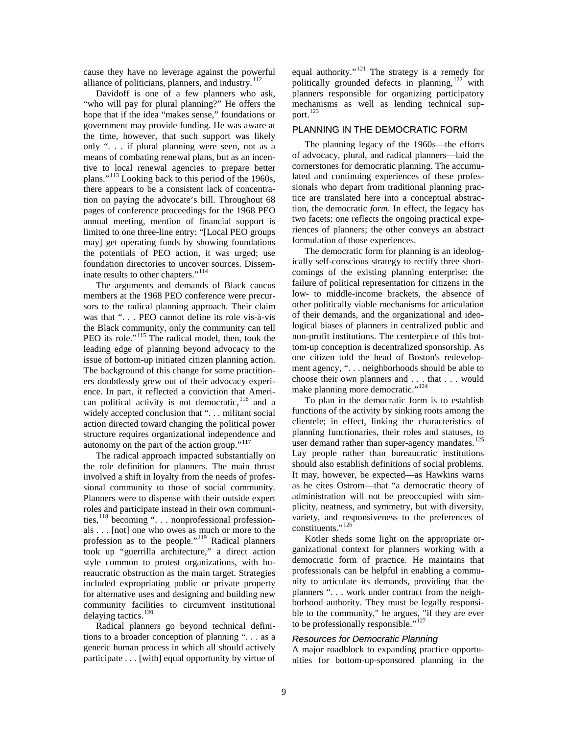cause they have no leverage against the powerful alliance of politicians, planners, and industry.[112]

Davidoff is one of a few planners who ask, "who will pay for plural planning?" He offers the hope that if the idea "makes sense," foundations or government may provide funding. He was aware at the time, however, that such support was likely only ". . . if plural planning were seen, not as a means of combating renewal plans, but as an incentive to local renewal agencies to prepare better plans."[113] Looking back to this period of the 1960s, there appears to be a consistent lack of concentration on paying the advocate's bill. Throughout 68 pages of conference proceedings for the 1968 PEO annual meeting, mention of financial support is limited to one three-line entry: "[Local PEO groups may] get operating funds by showing foundations the potentials of PEO action, it was urged; use foundation directories to uncover sources. Disseminate results to other chapters."[114]

The arguments and demands of Black caucus members at the 1968 PEO conference were precursors to the radical planning approach. Their claim was that ". . . PEO cannot define its role vis-à-vis the Black community, only the community can tell PEO its role."[115] The radical model, then, took the leading edge of planning beyond advocacy to the issue of bottom-up initiated citizen planning action. The background of this change for some practitioners doubtlessly grew out of their advocacy experience. In part, it reflected a conviction that American political activity is not democratic,[116] and a widely accepted conclusion that ". . . militant social action directed toward changing the political power structure requires organizational independence and autonomy on the part of the action group."[117]

The radical approach impacted substantially on the role definition for planners. The main thrust involved a shift in loyalty from the needs of professional community to those of social community. Planners were to dispense with their outside expert roles and participate instead in their own communities,[118] becoming ". . . nonprofessional professionals . . . [not] one who owes as much or more to the profession as to the people."[119] Radical planners took up "guerrilla architecture," a direct action style common to protest organizations, with bureaucratic obstruction as the main target. Strategies included expropriating public or private property for alternative uses and designing and building new community facilities to circumvent institutional delaying tactics.[120]

Radical planners go beyond technical definitions to a broader conception of planning ". . . as a generic human process in which all should actively participate . . . [with] equal opportunity by virtue of equal authority."[121] The strategy is a remedy for politically grounded defects in planning,[122] with planners responsible for organizing participatory mechanisms as well as lending technical support.[123]

## PLANNING IN THE DEMOCRATIC FORM

The planning legacy of the 1960s—the efforts of advocacy, plural, and radical planners—laid the cornerstones for democratic planning. The accumulated and continuing experiences of these professionals who depart from traditional planning practice are translated here into a conceptual abstraction, the democratic *form*. In effect, the legacy has two facets: one reflects the ongoing practical experiences of planners; the other conveys an abstract formulation of those experiences.

The democratic form for planning is an ideologically self-conscious strategy to rectify three shortcomings of the existing planning enterprise: the failure of political representation for citizens in the low- to middle-income brackets, the absence of other politically viable mechanisms for articulation of their demands, and the organizational and ideological biases of planners in centralized public and non-profit institutions. The centerpiece of this bottom-up conception is decentralized sponsorship. As one citizen told the head of Boston's redevelopment agency, ". . . neighborhoods should be able to choose their own planners and . . . that . . . would make planning more democratic."[124]

To plan in the democratic form is to establish functions of the activity by sinking roots among the clientele; in effect, linking the characteristics of planning functionaries, their roles and statuses, to user demand rather than super-agency mandates.[125] Lay people rather than bureaucratic institutions should also establish definitions of social problems. It may, however, be expected—as Hawkins warns as he cites Ostrom—that "a democratic theory of administration will not be preoccupied with simplicity, neatness, and symmetry, but with diversity, variety, and responsiveness to the preferences of constituents."[126]

Kotler sheds some light on the appropriate organizational context for planners working with a democratic form of practice. He maintains that professionals can be helpful in enabling a community to articulate its demands, providing that the planners ". . . work under contract from the neighborhood authority. They must be legally responsible to the community," he argues, "if they are ever to be professionally responsible."[127]

### *Resources for Democratic Planning*

A major roadblock to expanding practice opportunities for bottom-up-sponsored planning in the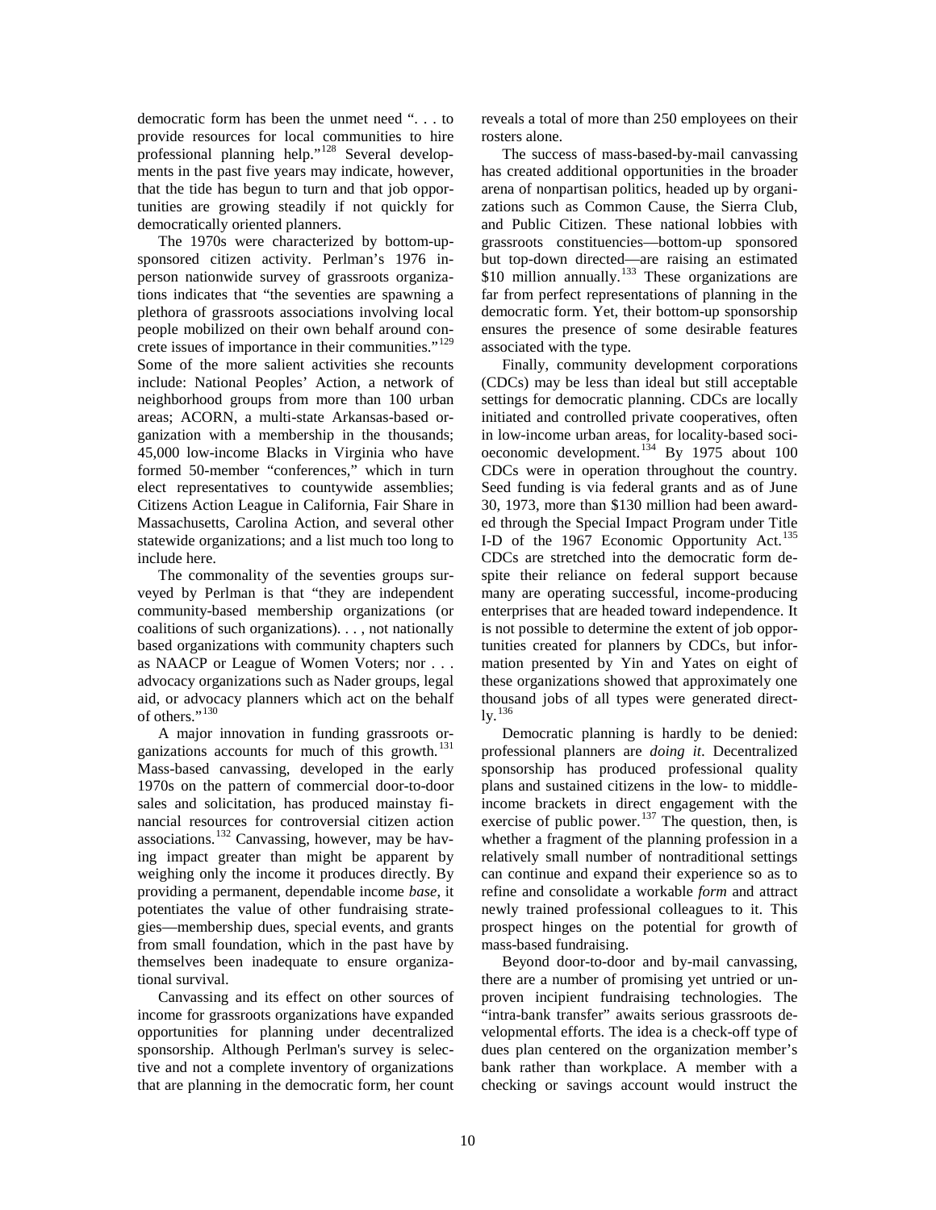democratic form has been the unmet need ". . . to provide resources for local communities to hire professional planning help."[128] Several developments in the past five years may indicate, however, that the tide has begun to turn and that job opportunities are growing steadily if not quickly for democratically oriented planners.

The 1970s were characterized by bottom-up-sponsored citizen activity. Perlman's 1976 in-person nationwide survey of grassroots organizations indicates that "the seventies are spawning a plethora of grassroots associations involving local people mobilized on their own behalf around concrete issues of importance in their communities."[129] Some of the more salient activities she recounts include: National Peoples' Action, a network of neighborhood groups from more than 100 urban areas; ACORN, a multi-state Arkansas-based organization with a membership in the thousands; 45,000 low-income Blacks in Virginia who have formed 50-member "conferences," which in turn elect representatives to countywide assemblies; Citizens Action League in California, Fair Share in Massachusetts, Carolina Action, and several other statewide organizations; and a list much too long to include here.

The commonality of the seventies groups surveyed by Perlman is that "they are independent community-based membership organizations (or coalitions of such organizations). . . , not nationally based organizations with community chapters such as NAACP or League of Women Voters; nor . . . advocacy organizations such as Nader groups, legal aid, or advocacy planners which act on the behalf of others."[130]

A major innovation in funding grassroots organizations accounts for much of this growth.[131] Mass-based canvassing, developed in the early 1970s on the pattern of commercial door-to-door sales and solicitation, has produced mainstay financial resources for controversial citizen action associations.[132] Canvassing, however, may be having impact greater than might be apparent by weighing only the income it produces directly. By providing a permanent, dependable income *base*, it potentiates the value of other fundraising strategies—membership dues, special events, and grants from small foundation, which in the past have by themselves been inadequate to ensure organizational survival.

Canvassing and its effect on other sources of income for grassroots organizations have expanded opportunities for planning under decentralized sponsorship. Although Perlman's survey is selective and not a complete inventory of organizations that are planning in the democratic form, her count reveals a total of more than 250 employees on their rosters alone.

The success of mass-based-by-mail canvassing has created additional opportunities in the broader arena of nonpartisan politics, headed up by organizations such as Common Cause, the Sierra Club, and Public Citizen. These national lobbies with grassroots constituencies—bottom-up sponsored but top-down directed—are raising an estimated \$10 million annually.[133] These organizations are far from perfect representations of planning in the democratic form. Yet, their bottom-up sponsorship ensures the presence of some desirable features associated with the type.

Finally, community development corporations (CDCs) may be less than ideal but still acceptable settings for democratic planning. CDCs are locally initiated and controlled private cooperatives, often in low-income urban areas, for locality-based socioeconomic development.[134] By 1975 about 100 CDCs were in operation throughout the country. Seed funding is via federal grants and as of June 30, 1973, more than \$130 million had been awarded through the Special Impact Program under Title I-D of the 1967 Economic Opportunity Act.[135] CDCs are stretched into the democratic form despite their reliance on federal support because many are operating successful, income-producing enterprises that are headed toward independence. It is not possible to determine the extent of job opportunities created for planners by CDCs, but information presented by Yin and Yates on eight of these organizations showed that approximately one thousand jobs of all types were generated directly.[136]

Democratic planning is hardly to be denied: professional planners are *doing it*. Decentralized sponsorship has produced professional quality plans and sustained citizens in the low- to middle-income brackets in direct engagement with the exercise of public power.[137] The question, then, is whether a fragment of the planning profession in a relatively small number of nontraditional settings can continue and expand their experience so as to refine and consolidate a workable *form* and attract newly trained professional colleagues to it. This prospect hinges on the potential for growth of mass-based fundraising.

Beyond door-to-door and by-mail canvassing, there are a number of promising yet untried or unproven incipient fundraising technologies. The "intra-bank transfer" awaits serious grassroots developmental efforts. The idea is a check-off type of dues plan centered on the organization member's bank rather than workplace. A member with a checking or savings account would instruct the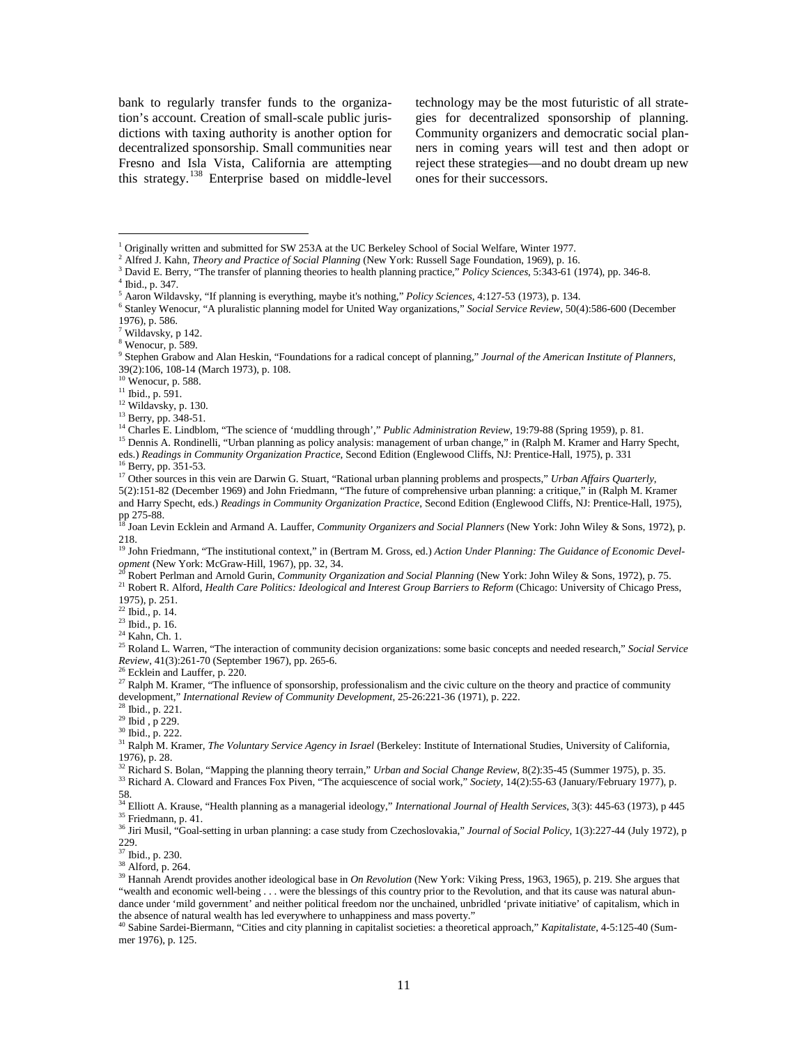bank to regularly transfer funds to the organization's account. Creation of small-scale public jurisdictions with taxing authority is another option for decentralized sponsorship. Small communities near Fresno and Isla Vista, California are attempting this strategy.[138] Enterprise based on middle-level technology may be the most futuristic of all strategies for decentralized sponsorship of planning. Community organizers and democratic social planners in coming years will test and then adopt or reject these strategies—and no doubt dream up new ones for their successors.

---

[1] Originally written and submitted for SW 253A at the UC Berkeley School of Social Welfare, Winter 1977.

[2] Alfred J. Kahn, *Theory and Practice of Social Planning* (New York: Russell Sage Foundation, 1969), p. 16.

[3] David E. Berry, "The transfer of planning theories to health planning practice," *Policy Sciences*, 5:343-61 (1974), pp. 346-8.

[4] Ibid., p. 347.

[5] Aaron Wildavsky, "If planning is everything, maybe it's nothing," *Policy Sciences*, 4:127-53 (1973), p. 134.

[6] Stanley Wenocur, "A pluralistic planning model for United Way organizations," *Social Service Review*, 50(4):586-600 (December 1976), p. 586.

[7] Wildavsky, p 142.

[8] Wenocur, p. 589.

[9] Stephen Grabow and Alan Heskin, "Foundations for a radical concept of planning," *Journal of the American Institute of Planners*, 39(2):106, 108-14 (March 1973), p. 108.

[10] Wenocur, p. 588.

[11] Ibid., p. 591.

[12] Wildavsky, p. 130.

[13] Berry, pp. 348-51.

[14] Charles E. Lindblom, "The science of 'muddling through'," *Public Administration Review*, 19:79-88 (Spring 1959), p. 81.

[15] Dennis A. Rondinelli, "Urban planning as policy analysis: management of urban change," in (Ralph M. Kramer and Harry Specht, eds.) *Readings in Community Organization Practice*, Second Edition (Englewood Cliffs, NJ: Prentice-Hall, 1975), p. 331

[16] Berry, pp. 351-53.

[17] Other sources in this vein are Darwin G. Stuart, "Rational urban planning problems and prospects," *Urban Affairs Quarterly*, 5(2):151-82 (December 1969) and John Friedmann, "The future of comprehensive urban planning: a critique," in (Ralph M. Kramer and Harry Specht, eds.) *Readings in Community Organization Practice*, Second Edition (Englewood Cliffs, NJ: Prentice-Hall, 1975), pp 275-88.

[18] Joan Levin Ecklein and Armand A. Lauffer, *Community Organizers and Social Planners* (New York: John Wiley & Sons, 1972), p. 218.

[19] John Friedmann, "The institutional context," in (Bertram M. Gross, ed.) *Action Under Planning: The Guidance of Economic Development* (New York: McGraw-Hill, 1967), pp. 32, 34.

[20] Robert Perlman and Arnold Gurin, *Community Organization and Social Planning* (New York: John Wiley & Sons, 1972), p. 75.

[21] Robert R. Alford, *Health Care Politics: Ideological and Interest Group Barriers to Reform* (Chicago: University of Chicago Press, 1975), p. 251.

[22] Ibid., p. 14.

[23] Ibid., p. 16.

[24] Kahn, Ch. 1.

[25] Roland L. Warren, "The interaction of community decision organizations: some basic concepts and needed research," *Social Service Review*, 41(3):261-70 (September 1967), pp. 265-6.

[26] Ecklein and Lauffer, p. 220.

[27] Ralph M. Kramer, "The influence of sponsorship, professionalism and the civic culture on the theory and practice of community development," *International Review of Community Development*, 25-26:221-36 (1971), p. 222.

[28] Ibid., p. 221.

[29] Ibid , p 229.

[30] Ibid., p. 222.

[31] Ralph M. Kramer, *The Voluntary Service Agency in Israel* (Berkeley: Institute of International Studies, University of California, 1976), p. 28.

[32] Richard S. Bolan, "Mapping the planning theory terrain," *Urban and Social Change Review*, 8(2):35-45 (Summer 1975), p. 35.

[33] Richard A. Cloward and Frances Fox Piven, "The acquiescence of social work," *Society*, 14(2):55-63 (January/February 1977), p. 58.

[34] Elliott A. Krause, "Health planning as a managerial ideology," *International Journal of Health Services*, 3(3): 445-63 (1973), p 445

[35] Friedmann, p. 41.

[36] Jiri Musil, "Goal-setting in urban planning: a case study from Czechoslovakia," *Journal of Social Policy*, 1(3):227-44 (July 1972), p 229.

[37] Ibid., p. 230.

[38] Alford, p. 264.

[39] Hannah Arendt provides another ideological base in *On Revolution* (New York: Viking Press, 1963, 1965), p. 219. She argues that "wealth and economic well-being . . . were the blessings of this country prior to the Revolution, and that its cause was natural abundance under 'mild government' and neither political freedom nor the unchained, unbridled 'private initiative' of capitalism, which in the absence of natural wealth has led everywhere to unhappiness and mass poverty."

[40] Sabine Sardei-Biermann, "Cities and city planning in capitalist societies: a theoretical approach," *Kapitalistate*, 4-5:125-40 (Summer 1976), p. 125.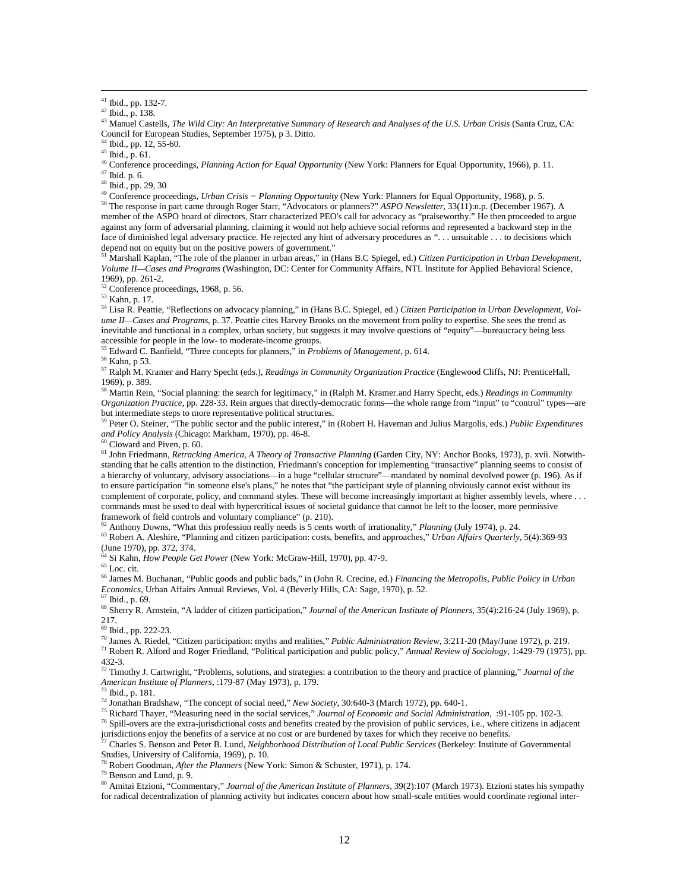[41] Ibid., pp. 132-7.

[42] Ibid., p. 138.

[43] Manuel Castells, *The Wild City: An Interpretative Summary of Research and Analyses of the U.S. Urban Crisis* (Santa Cruz, CA: Council for European Studies, September 1975), p 3. Ditto.

[44] Ibid., pp. 12, 55-60.

[45] Ibid., p. 61.

[46] Conference proceedings, *Planning Action for Equal Opportunity* (New York: Planners for Equal Opportunity, 1966), p. 11.

[47] Ibid. p. 6.

[48] Ibid., pp. 29, 30

[49] Conference proceedings, *Urban Crisis = Planning Opportunity* (New York: Planners for Equal Opportunity, 1968), p. 5.

[50] The response in part came through Roger Starr, "Advocators or planners?" *ASPO Newsletter*, 33(11):n.p. (December 1967). A member of the ASPO board of directors, Starr characterized PEO's call for advocacy as "praiseworthy." He then proceeded to argue against any form of adversarial planning, claiming it would not help achieve social reforms and represented a backward step in the face of diminished legal adversary practice. He rejected any hint of adversary procedures as ". . . unsuitable . . . to decisions which depend not on equity but on the positive powers of government."

[51] Marshall Kaplan, "The role of the planner in urban areas," in (Hans B.C Spiegel, ed.) *Citizen Participation in Urban Development, Volume II—Cases and Programs* (Washington, DC: Center for Community Affairs, NTL Institute for Applied Behavioral Science, 1969), pp. 261-2.

[52] Conference proceedings, 1968, p. 56.

[53] Kahn, p. 17.

[54] Lisa R. Peattie, "Reflections on advocacy planning," in (Hans B.C. Spiegel, ed.) *Citizen Participation in Urban Development, Volume II—Cases and Programs*, p. 37. Peattie cites Harvey Brooks on the movement from polity to expertise. She sees the trend as inevitable and functional in a complex, urban society, but suggests it may involve questions of "equity"—bureaucracy being less accessible for people in the low- to moderate-income groups.

[55] Edward C. Banfield, "Three concepts for planners," in *Problems of Management*, p. 614.

[56] Kahn, p 53.

[57] Ralph M. Kramer and Harry Specht (eds.), *Readings in Community Organization Practice* (Englewood Cliffs, NJ: PrenticeHall, 1969), p. 389.

[58] Martin Rein, "Social planning: the search for legitimacy," in (Ralph M. Kramer.and Harry Specht, eds.) *Readings in Community Organization Practice*, pp. 228-33. Rein argues that directly-democratic forms—the whole range from "input" to "control" types—are but intermediate steps to more representative political structures.

[59] Peter O. Steiner, "The public sector and the public interest," in (Robert H. Haveman and Julius Margolis, eds.) *Public Expenditures and Policy Analysis* (Chicago: Markham, 1970), pp. 46-8.

[60] Cloward and Piven, p. 60.

[61] John Friedmann, *Retracking America, A Theory of Transactive Planning* (Garden City, NY: Anchor Books, 1973), p. xvii. Notwithstanding that he calls attention to the distinction, Friedmann's conception for implementing "transactive" planning seems to consist of a hierarchy of voluntary, advisory associations—in a huge "cellular structure"—mandated by nominal devolved power (p. 196). As if to ensure participation "in someone else's plans," he notes that "the participant style of planning obviously cannot exist without its complement of corporate, policy, and command styles. These will become increasingly important at higher assembly levels, where . . . commands must be used to deal with hypercritical issues of societal guidance that cannot be left to the looser, more permissive framework of field controls and voluntary compliance" (p. 210).

[62] Anthony Downs, "What this profession really needs is 5 cents worth of irrationality," *Planning* (July 1974), p. 24.

[63] Robert A. Aleshire, "Planning and citizen participation: costs, benefits, and approaches," *Urban Affairs Quarterly*, 5(4):369-93 (June 1970), pp. 372, 374.

[64] Si Kahn, *How People Get Power* (New York: McGraw-Hill, 1970), pp. 47-9.

[65] Loc. cit.

[66] James M. Buchanan, "Public goods and public bads," in (John R. Crecine, ed.) *Financing the Metropolis, Public Policy in Urban Economics*, Urban Affairs Annual Reviews, Vol. 4 (Beverly Hills, CA: Sage, 1970), p. 52.

[67] Ibid., p. 69.

[68] Sherry R. Arnstein, "A ladder of citizen participation," *Journal of the American Institute of Planners*, 35(4):216-24 (July 1969), p. 217.

[69] Ibid., pp. 222-23.

[70] James A. Riedel, "Citizen participation: myths and realities," *Public Administration Review*, 3:211-20 (May/June 1972), p. 219.

[71] Robert R. Alford and Roger Friedland, "Political participation and public policy," *Annual Review of Sociology*, 1:429-79 (1975), pp. 432-3.

[72] Timothy J. Cartwright, "Problems, solutions, and strategies: a contribution to the theory and practice of planning," *Journal of the American Institute of Planners*, :179-87 (May 1973), p. 179.

[73] Ibid., p. 181.

[74] Jonathan Bradshaw, "The concept of social need," *New Society*, 30:640-3 (March 1972), pp. 640-1.

[75] Richard Thayer, "Measuring need in the social services," *Journal of Economic and Social Administration*, :91-105 pp. 102-3.

[76] Spill-overs are the extra-jurisdictional costs and benefits created by the provision of public services, i.e., where citizens in adjacent jurisdictions enjoy the benefits of a service at no cost or are burdened by taxes for which they receive no benefits.

[77] Charles S. Benson and Peter B. Lund, *Neighborhood Distribution of Local Public Services* (Berkeley: Institute of Governmental Studies, University of California, 1969), p. 10.

[78] Robert Goodman, *After the Planners* (New York: Simon & Schuster, 1971), p. 174.

[79] Benson and Lund, p. 9.

[80] Amitai Etzioni, "Commentary," *Journal of the American Institute of Planners*, 39(2):107 (March 1973). Etzioni states his sympathy for radical decentralization of planning activity but indicates concern about how small-scale entities would coordinate regional inter-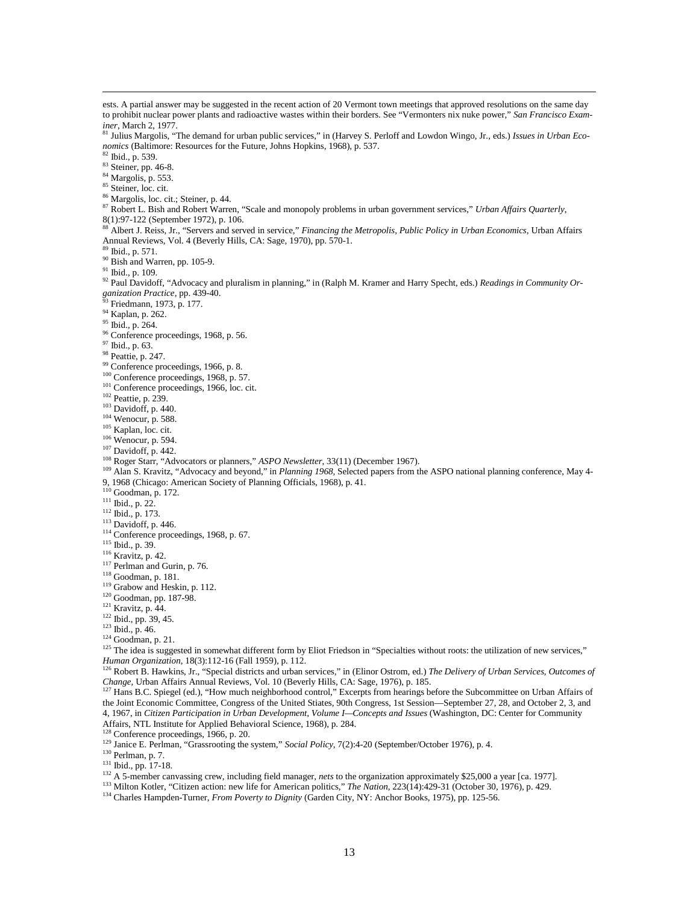ests. A partial answer may be suggested in the recent action of 20 Vermont town meetings that approved resolutions on the same day to prohibit nuclear power plants and radioactive wastes within their borders. See "Vermonters nix nuke power," *San Francisco Examiner*, March 2, 1977.

[81] Julius Margolis, "The demand for urban public services," in (Harvey S. Perloff and Lowdon Wingo, Jr., eds.) *Issues in Urban Economics* (Baltimore: Resources for the Future, Johns Hopkins, 1968), p. 537.

[82] Ibid., p. 539.

[83] Steiner, pp. 46-8.

[84] Margolis, p. 553.

[85] Steiner, loc. cit.

[86] Margolis, loc. cit.; Steiner, p. 44.

[87] Robert L. Bish and Robert Warren, "Scale and monopoly problems in urban government services," *Urban Affairs Quarterly*, 8(1):97-122 (September 1972), p. 106.

[88] Albert J. Reiss, Jr., "Servers and served in service," *Financing the Metropolis, Public Policy in Urban Economics*, Urban Affairs Annual Reviews, Vol. 4 (Beverly Hills, CA: Sage, 1970), pp. 570-1.

[89] Ibid., p. 571.

[90] Bish and Warren, pp. 105-9.

[91] Ibid., p. 109.

[92] Paul Davidoff, "Advocacy and pluralism in planning," in (Ralph M. Kramer and Harry Specht, eds.) *Readings in Community Organization Practice*, pp. 439-40.

[93] Friedmann, 1973, p. 177.

[94] Kaplan, p. 262.

[95] Ibid., p. 264.

[96] Conference proceedings, 1968, p. 56.

[97] Ibid., p. 63.

[98] Peattie, p. 247.

[99] Conference proceedings, 1966, p. 8.

[100] Conference proceedings, 1968, p. 57.

[101] Conference proceedings, 1966, loc. cit.

[102] Peattie, p. 239.

[103] Davidoff, p. 440.

[104] Wenocur, p. 588.

[105] Kaplan, loc. cit.

[106] Wenocur, p. 594.

[107] Davidoff, p. 442.

[108] Roger Starr, "Advocators or planners," *ASPO Newsletter*, 33(11) (December 1967).

[109] Alan S. Kravitz, "Advocacy and beyond," in *Planning 1968*, Selected papers from the ASPO national planning conference, May 4-9, 1968 (Chicago: American Society of Planning Officials, 1968), p. 41.

[110] Goodman, p. 172.

[111] Ibid., p. 22.

[112] Ibid., p. 173.

[113] Davidoff, p. 446.

[114] Conference proceedings, 1968, p. 67.

[115] Ibid., p. 39.

[116] Kravitz, p. 42.

[117] Perlman and Gurin, p. 76.

[118] Goodman, p. 181.

[119] Grabow and Heskin, p. 112.

[120] Goodman, pp. 187-98.

[121] Kravitz, p. 44.

[122] Ibid., pp. 39, 45.

[123] Ibid., p. 46.

[124] Goodman, p. 21.

[125] The idea is suggested in somewhat different form by Eliot Friedson in "Specialties without roots: the utilization of new services," *Human Organization*, 18(3):112-16 (Fall 1959), p. 112.

[126] Robert B. Hawkins, Jr., "Special districts and urban services," in (Elinor Ostrom, ed.) *The Delivery of Urban Services, Outcomes of Change*, Urban Affairs Annual Reviews, Vol. 10 (Beverly Hills, CA: Sage, 1976), p. 185.

[127] Hans B.C. Spiegel (ed.), "How much neighborhood control," Excerpts from hearings before the Subcommittee on Urban Affairs of the Joint Economic Committee, Congress of the United Stiates, 90th Congress, 1st Session—September 27, 28, and October 2, 3, and 4, 1967, in *Citizen Participation in Urban Development, Volume I—Concepts and Issues* (Washington, DC: Center for Community Affairs, NTL Institute for Applied Behavioral Science, 1968), p. 284.

[128] Conference proceedings, 1966, p. 20.

[129] Janice E. Perlman, "Grassrooting the system," *Social Policy*, 7(2):4-20 (September/October 1976), p. 4.

[130] Perlman, p. 7.

[131] Ibid., pp. 17-18.

[132] A 5-member canvassing crew, including field manager, *nets* to the organization approximately $25,000 a year [ca. 1977].

[133] Milton Kotler, "Citizen action: new life for American politics," *The Nation*, 223(14):429-31 (October 30, 1976), p. 429.

[134] Charles Hampden-Turner, *From Poverty to Dignity* (Garden City, NY: Anchor Books, 1975), pp. 125-56.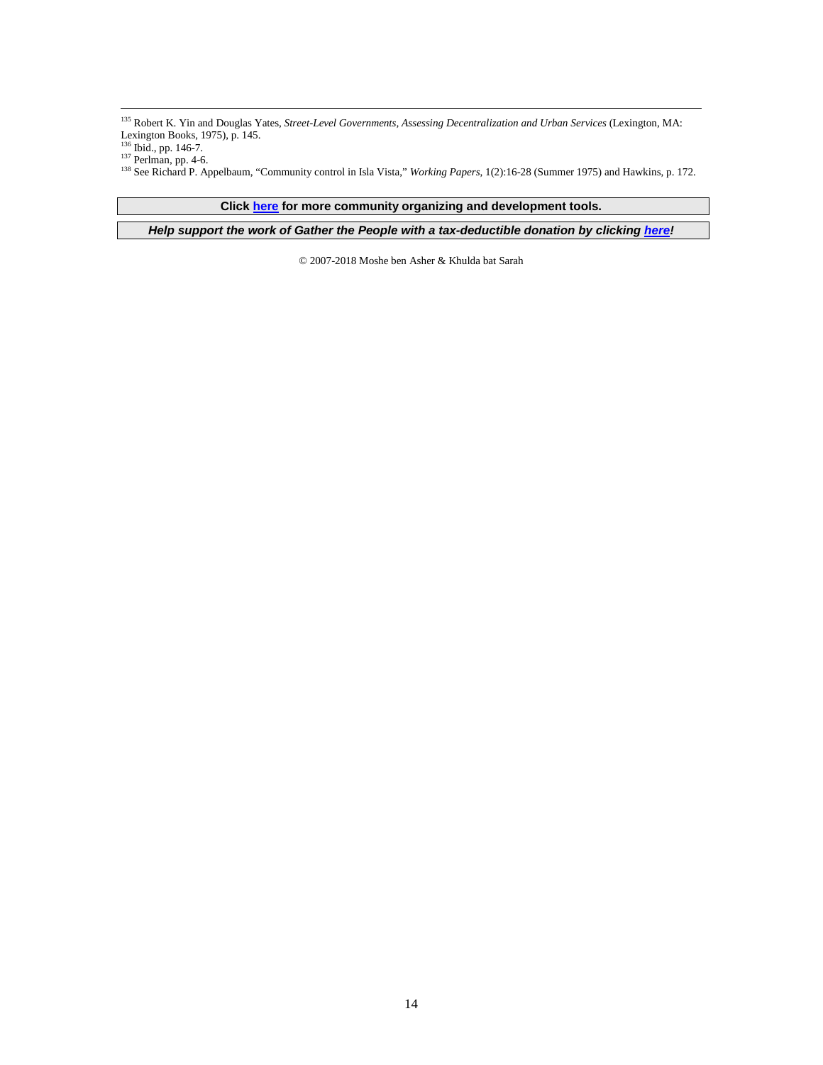[135] Robert K. Yin and Douglas Yates, *Street-Level Governments, Assessing Decentralization and Urban Services* (Lexington, MA: Lexington Books, 1975), p. 145.

[136] Ibid., pp. 146-7.

[137] Perlman, pp. 4-6.

[138] See Richard P. Appelbaum, "Community control in Isla Vista," *Working Papers*, 1(2):16-28 (Summer 1975) and Hawkins, p. 172.

**Click here for more community organizing and development tools.**

***Help support the work of Gather the People with a tax-deductible donation by clicking here!***

© 2007-2018 Moshe ben Asher & Khulda bat Sarah